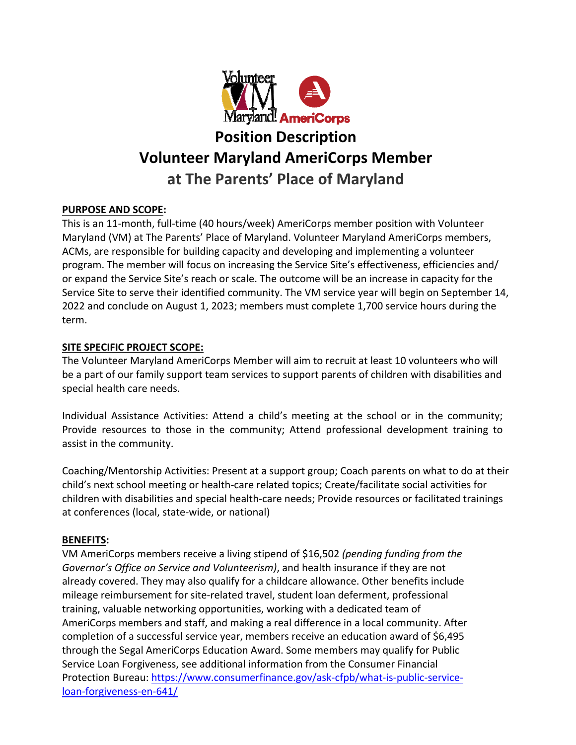# Position Description
# Volunteer Maryland AmeriCorps Member
## at The Parents' Place of Maryland

**PURPOSE AND SCOPE:**

This is an 11-month, full-time (40 hours/week) AmeriCorps member position with Volunteer Maryland (VM) at The Parents' Place of Maryland. Volunteer Maryland AmeriCorps members, ACMs, are responsible for building capacity and developing and implementing a volunteer program. The member will focus on increasing the Service Site's effectiveness, efficiencies and/ or expand the Service Site's reach or scale. The outcome will be an increase in capacity for the Service Site to serve their identified community. The VM service year will begin on September 14, 2022 and conclude on August 1, 2023; members must complete 1,700 service hours during the term.

**SITE SPECIFIC PROJECT SCOPE:**

The Volunteer Maryland AmeriCorps Member will aim to recruit at least 10 volunteers who will be a part of our family support team services to support parents of children with disabilities and special health care needs.

Individual Assistance Activities: Attend a child's meeting at the school or in the community; Provide resources to those in the community; Attend professional development training to assist in the community.

Coaching/Mentorship Activities: Present at a support group; Coach parents on what to do at their child's next school meeting or health-care related topics; Create/facilitate social activities for children with disabilities and special health-care needs; Provide resources or facilitated trainings at conferences (local, state-wide, or national)

**BENEFITS:**

VM AmeriCorps members receive a living stipend of $16,502 *(pending funding from the Governor's Office on Service and Volunteerism)*, and health insurance if they are not already covered. They may also qualify for a childcare allowance. Other benefits include mileage reimbursement for site-related travel, student loan deferment, professional training, valuable networking opportunities, working with a dedicated team of AmeriCorps members and staff, and making a real difference in a local community. After completion of a successful service year, members receive an education award of $6,495 through the Segal AmeriCorps Education Award. Some members may qualify for Public Service Loan Forgiveness, see additional information from the Consumer Financial Protection Bureau: https://www.consumerfinance.gov/ask-cfpb/what-is-public-service-loan-forgiveness-en-641/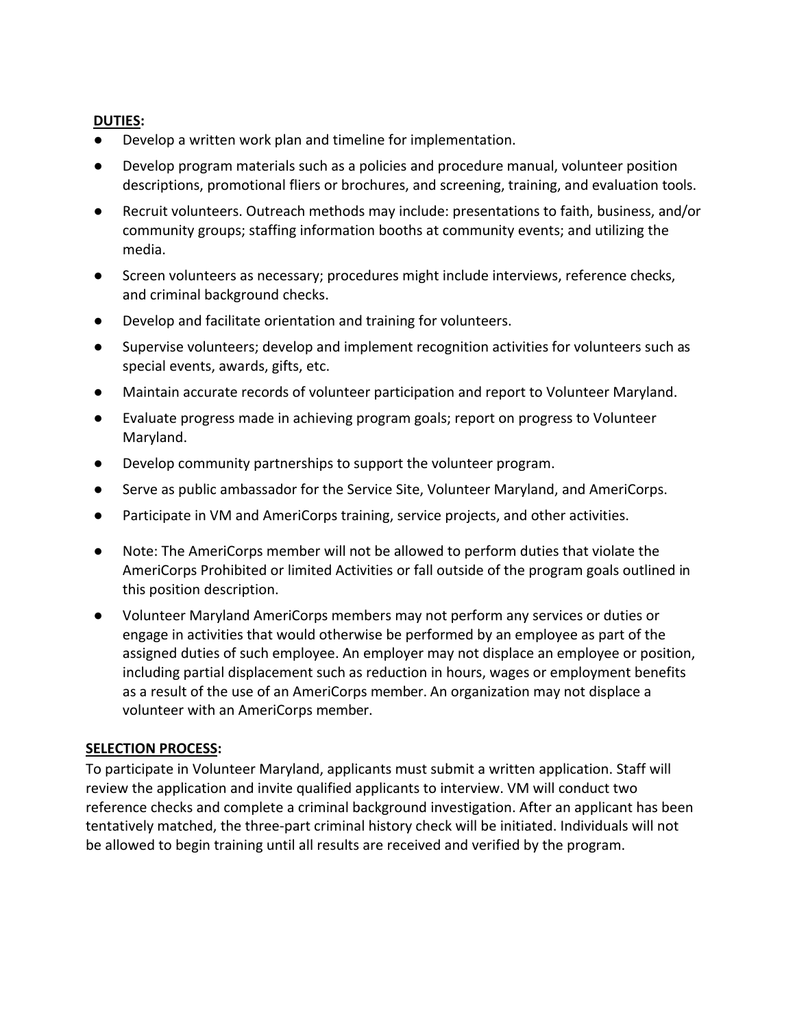**DUTIES:**

- Develop a written work plan and timeline for implementation.
- Develop program materials such as a policies and procedure manual, volunteer position descriptions, promotional fliers or brochures, and screening, training, and evaluation tools.
- Recruit volunteers. Outreach methods may include: presentations to faith, business, and/or community groups; staffing information booths at community events; and utilizing the media.
- Screen volunteers as necessary; procedures might include interviews, reference checks, and criminal background checks.
- Develop and facilitate orientation and training for volunteers.
- Supervise volunteers; develop and implement recognition activities for volunteers such as special events, awards, gifts, etc.
- Maintain accurate records of volunteer participation and report to Volunteer Maryland.
- Evaluate progress made in achieving program goals; report on progress to Volunteer Maryland.
- Develop community partnerships to support the volunteer program.
- Serve as public ambassador for the Service Site, Volunteer Maryland, and AmeriCorps.
- Participate in VM and AmeriCorps training, service projects, and other activities.
- Note: The AmeriCorps member will not be allowed to perform duties that violate the AmeriCorps Prohibited or limited Activities or fall outside of the program goals outlined in this position description.
- Volunteer Maryland AmeriCorps members may not perform any services or duties or engage in activities that would otherwise be performed by an employee as part of the assigned duties of such employee. An employer may not displace an employee or position, including partial displacement such as reduction in hours, wages or employment benefits as a result of the use of an AmeriCorps member. An organization may not displace a volunteer with an AmeriCorps member.

**SELECTION PROCESS:**

To participate in Volunteer Maryland, applicants must submit a written application. Staff will review the application and invite qualified applicants to interview. VM will conduct two reference checks and complete a criminal background investigation. After an applicant has been tentatively matched, the three-part criminal history check will be initiated. Individuals will not be allowed to begin training until all results are received and verified by the program.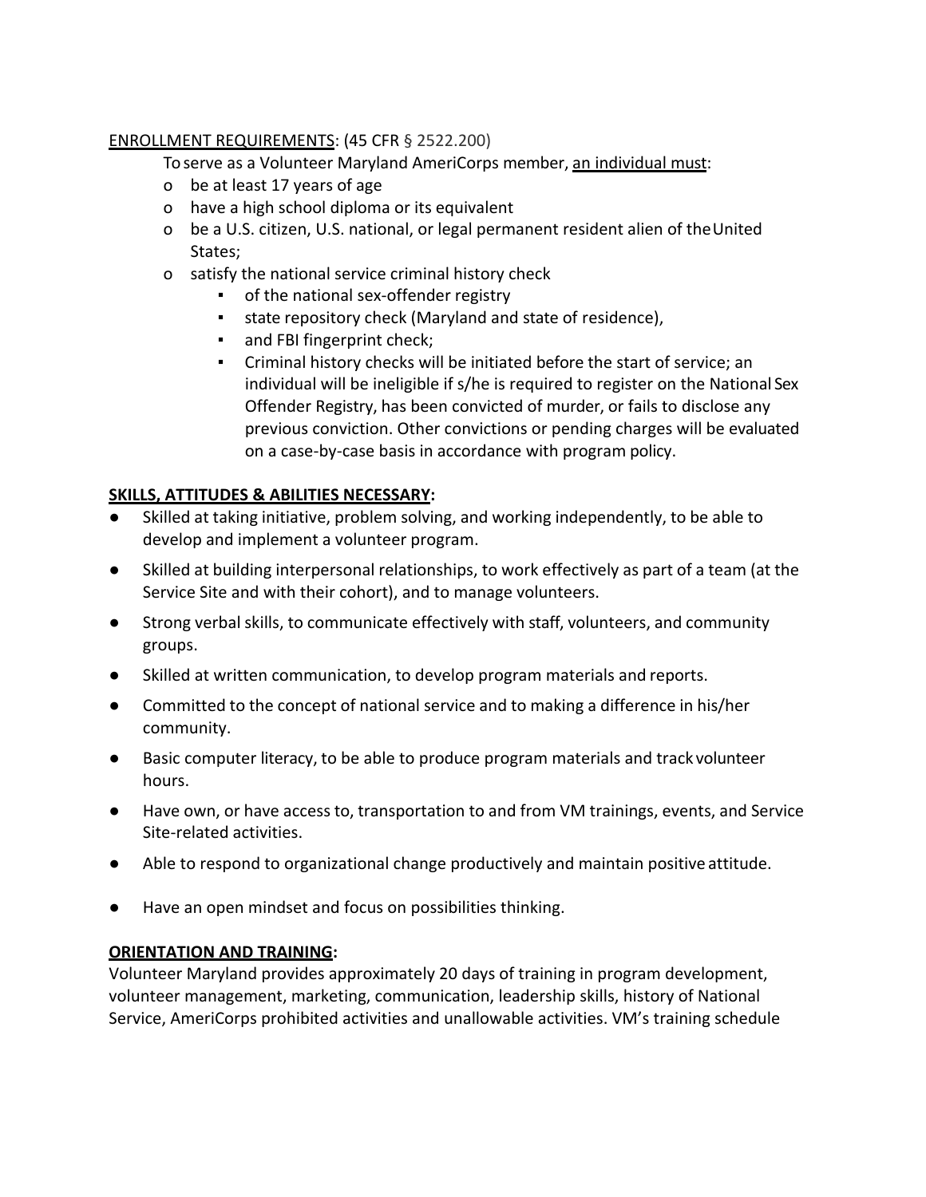<u>ENROLLMENT REQUIREMENTS</u>: (45 CFR § 2522.200)

To serve as a Volunteer Maryland AmeriCorps member, <u>an individual must</u>:

- be at least 17 years of age
- have a high school diploma or its equivalent
- be a U.S. citizen, U.S. national, or legal permanent resident alien of the United States;
- satisfy the national service criminal history check
  - of the national sex-offender registry
  - state repository check (Maryland and state of residence),
  - and FBI fingerprint check;
  - Criminal history checks will be initiated before the start of service; an individual will be ineligible if s/he is required to register on the National Sex Offender Registry, has been convicted of murder, or fails to disclose any previous conviction. Other convictions or pending charges will be evaluated on a case-by-case basis in accordance with program policy.

**<u>SKILLS, ATTITUDES & ABILITIES NECESSARY</u>:**

- Skilled at taking initiative, problem solving, and working independently, to be able to develop and implement a volunteer program.
- Skilled at building interpersonal relationships, to work effectively as part of a team (at the Service Site and with their cohort), and to manage volunteers.
- Strong verbal skills, to communicate effectively with staff, volunteers, and community groups.
- Skilled at written communication, to develop program materials and reports.
- Committed to the concept of national service and to making a difference in his/her community.
- Basic computer literacy, to be able to produce program materials and track volunteer hours.
- Have own, or have access to, transportation to and from VM trainings, events, and Service Site-related activities.
- Able to respond to organizational change productively and maintain positive attitude.
- Have an open mindset and focus on possibilities thinking.

**<u>ORIENTATION AND TRAINING</u>:**

Volunteer Maryland provides approximately 20 days of training in program development, volunteer management, marketing, communication, leadership skills, history of National Service, AmeriCorps prohibited activities and unallowable activities. VM's training schedule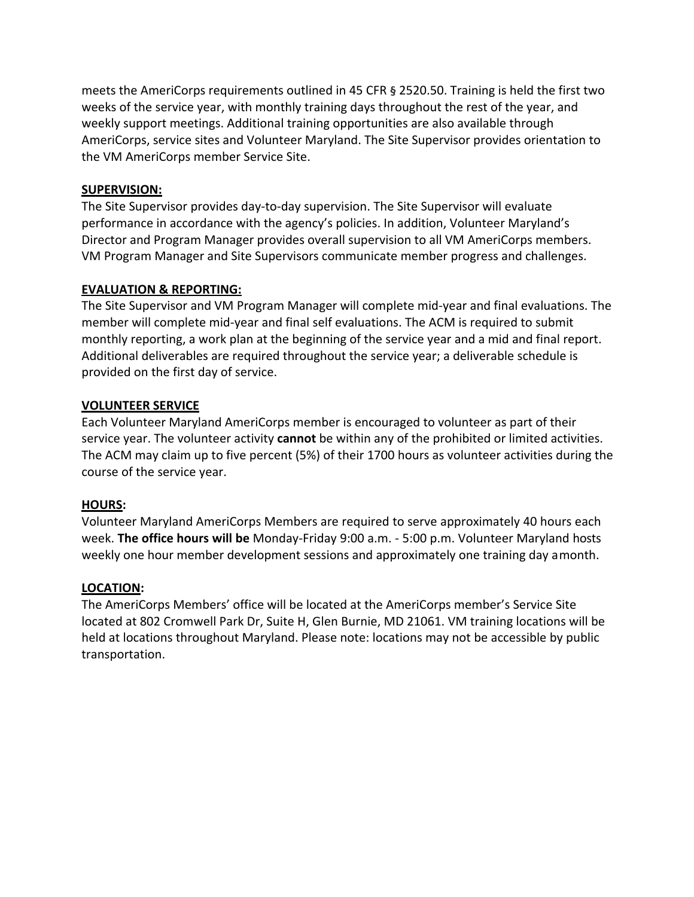meets the AmeriCorps requirements outlined in 45 CFR § 2520.50. Training is held the first two weeks of the service year, with monthly training days throughout the rest of the year, and weekly support meetings. Additional training opportunities are also available through AmeriCorps, service sites and Volunteer Maryland. The Site Supervisor provides orientation to the VM AmeriCorps member Service Site.

**SUPERVISION:**

The Site Supervisor provides day-to-day supervision. The Site Supervisor will evaluate performance in accordance with the agency's policies. In addition, Volunteer Maryland's Director and Program Manager provides overall supervision to all VM AmeriCorps members. VM Program Manager and Site Supervisors communicate member progress and challenges.

**EVALUATION & REPORTING:**

The Site Supervisor and VM Program Manager will complete mid-year and final evaluations. The member will complete mid-year and final self evaluations. The ACM is required to submit monthly reporting, a work plan at the beginning of the service year and a mid and final report. Additional deliverables are required throughout the service year; a deliverable schedule is provided on the first day of service.

**VOLUNTEER SERVICE**

Each Volunteer Maryland AmeriCorps member is encouraged to volunteer as part of their service year. The volunteer activity **cannot** be within any of the prohibited or limited activities. The ACM may claim up to five percent (5%) of their 1700 hours as volunteer activities during the course of the service year.

**HOURS:**

Volunteer Maryland AmeriCorps Members are required to serve approximately 40 hours each week. **The office hours will be** Monday-Friday 9:00 a.m. - 5:00 p.m. Volunteer Maryland hosts weekly one hour member development sessions and approximately one training day amonth.

**LOCATION:**

The AmeriCorps Members' office will be located at the AmeriCorps member's Service Site located at 802 Cromwell Park Dr, Suite H, Glen Burnie, MD 21061. VM training locations will be held at locations throughout Maryland. Please note: locations may not be accessible by public transportation.